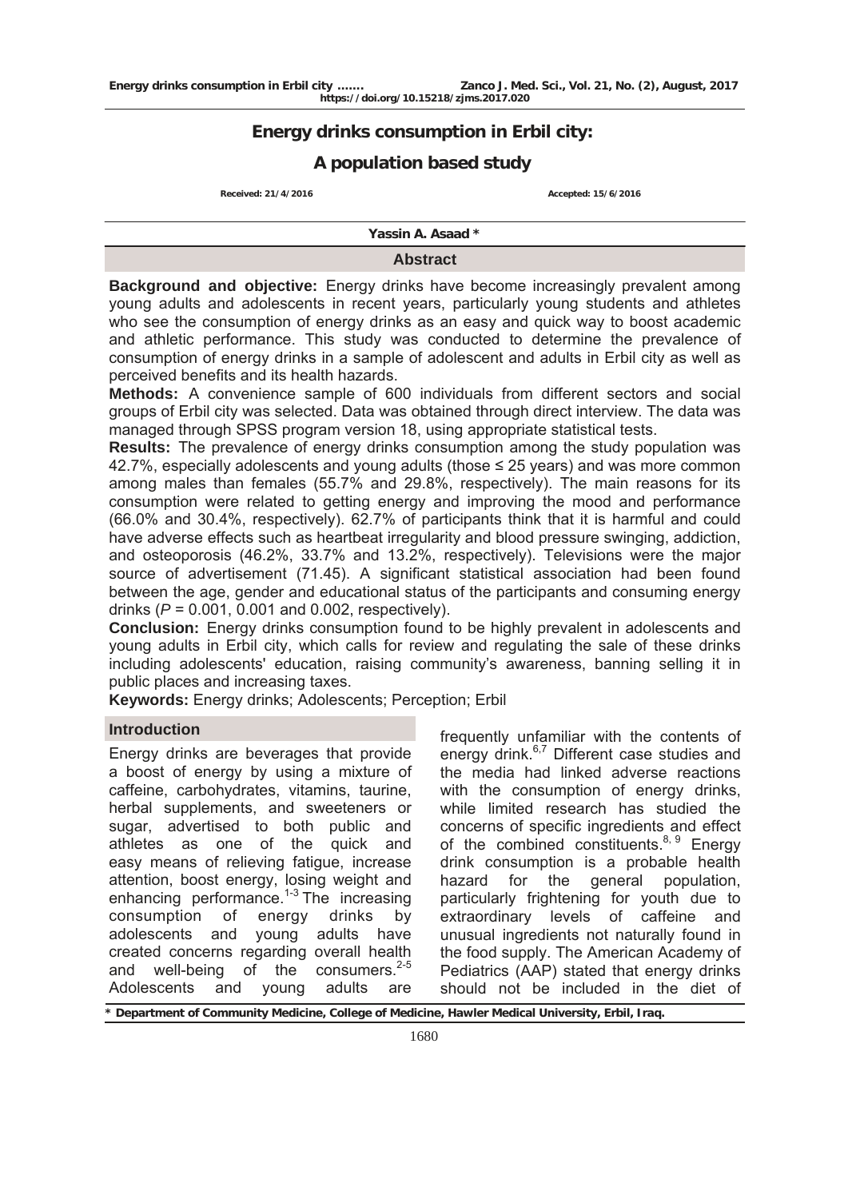# Energy drinks consumption in Erbil city: A population based study

Received: 21/4/2016 Accepted: 15/6/2016

**Yassin A. Asaad** *

## Abstract

**Background and objective:** Energy drinks have become increasingly prevalent among young adults and adolescents in recent years, particularly young students and athletes who see the consumption of energy drinks as an easy and quick way to boost academic and athletic performance. This study was conducted to determine the prevalence of consumption of energy drinks in a sample of adolescent and adults in Erbil city as well as perceived benefits and its health hazards.

**Methods:** A convenience sample of 600 individuals from different sectors and social groups of Erbil city was selected. Data was obtained through direct interview. The data was managed through SPSS program version 18, using appropriate statistical tests.

**Results:** The prevalence of energy drinks consumption among the study population was 42.7%, especially adolescents and young adults (those ≤ 25 years) and was more common among males than females (55.7% and 29.8%, respectively). The main reasons for its consumption were related to getting energy and improving the mood and performance (66.0% and 30.4%, respectively). 62.7% of participants think that it is harmful and could have adverse effects such as heartbeat irregularity and blood pressure swinging, addiction, and osteoporosis (46.2%, 33.7% and 13.2%, respectively). Televisions were the major source of advertisement (71.45). A significant statistical association had been found between the age, gender and educational status of the participants and consuming energy drinks ($P$ = 0.001, 0.001 and 0.002, respectively).

**Conclusion:** Energy drinks consumption found to be highly prevalent in adolescents and young adults in Erbil city, which calls for review and regulating the sale of these drinks including adolescents' education, raising community's awareness, banning selling it in public places and increasing taxes.

**Keywords:** Energy drinks; Adolescents; Perception; Erbil

## Introduction

Energy drinks are beverages that provide a boost of energy by using a mixture of caffeine, carbohydrates, vitamins, taurine, herbal supplements, and sweeteners or sugar, advertised to both public and athletes as one of the quick and easy means of relieving fatigue, increase attention, boost energy, losing weight and enhancing performance.[1-3] The increasing consumption of energy drinks by adolescents and young adults have created concerns regarding overall health and well-being of the consumers.[2-5] Adolescents and young adults are frequently unfamiliar with the contents of energy drink.[6,7] Different case studies and the media had linked adverse reactions with the consumption of energy drinks, while limited research has studied the concerns of specific ingredients and effect of the combined constituents.[8, 9] Energy drink consumption is a probable health hazard for the general population, particularly frightening for youth due to extraordinary levels of caffeine and unusual ingredients not naturally found in the food supply. The American Academy of Pediatrics (AAP) stated that energy drinks should not be included in the diet of

* Department of Community Medicine, College of Medicine, Hawler Medical University, Erbil, Iraq.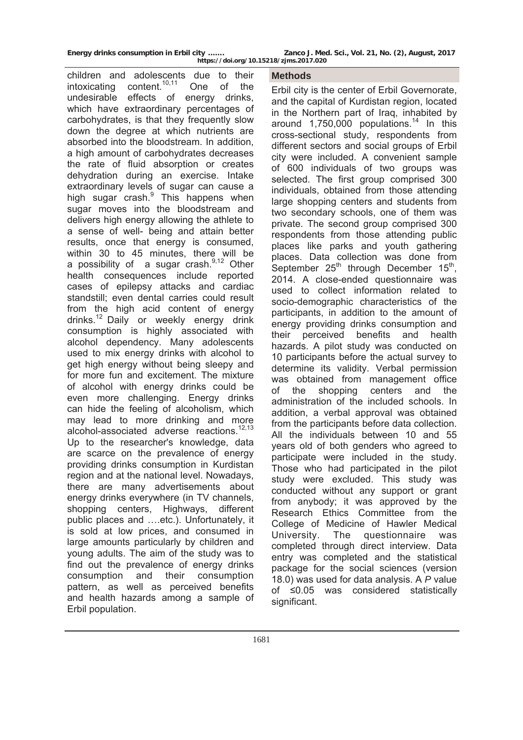children and adolescents due to their intoxicating content.[10,11] One of the undesirable effects of energy drinks, which have extraordinary percentages of carbohydrates, is that they frequently slow down the degree at which nutrients are absorbed into the bloodstream. In addition, a high amount of carbohydrates decreases the rate of fluid absorption or creates dehydration during an exercise. Intake extraordinary levels of sugar can cause a high sugar crash.[9] This happens when sugar moves into the bloodstream and delivers high energy allowing the athlete to a sense of well- being and attain better results, once that energy is consumed, within 30 to 45 minutes, there will be a possibility of a sugar crash.[9,12] Other health consequences include reported cases of epilepsy attacks and cardiac standstill; even dental carries could result from the high acid content of energy drinks.[12] Daily or weekly energy drink consumption is highly associated with alcohol dependency. Many adolescents used to mix energy drinks with alcohol to get high energy without being sleepy and for more fun and excitement. The mixture of alcohol with energy drinks could be even more challenging. Energy drinks can hide the feeling of alcoholism, which may lead to more drinking and more alcohol-associated adverse reactions.[12,13] Up to the researcher's knowledge, data are scarce on the prevalence of energy providing drinks consumption in Kurdistan region and at the national level. Nowadays, there are many advertisements about energy drinks everywhere (in TV channels, shopping centers, Highways, different public places and ….etc.). Unfortunately, it is sold at low prices, and consumed in large amounts particularly by children and young adults. The aim of the study was to find out the prevalence of energy drinks consumption and their consumption pattern, as well as perceived benefits and health hazards among a sample of Erbil population.

## Methods

Erbil city is the center of Erbil Governorate, and the capital of Kurdistan region, located in the Northern part of Iraq, inhabited by around 1,750,000 populations.[14] In this cross-sectional study, respondents from different sectors and social groups of Erbil city were included. A convenient sample of 600 individuals of two groups was selected. The first group comprised 300 individuals, obtained from those attending large shopping centers and students from two secondary schools, one of them was private. The second group comprised 300 respondents from those attending public places like parks and youth gathering places. Data collection was done from September 25th through December 15th, 2014. A close-ended questionnaire was used to collect information related to socio-demographic characteristics of the participants, in addition to the amount of energy providing drinks consumption and their perceived benefits and health hazards. A pilot study was conducted on 10 participants before the actual survey to determine its validity. Verbal permission was obtained from management office of the shopping centers and the administration of the included schools. In addition, a verbal approval was obtained from the participants before data collection. All the individuals between 10 and 55 years old of both genders who agreed to participate were included in the study. Those who had participated in the pilot study were excluded. This study was conducted without any support or grant from anybody; it was approved by the Research Ethics Committee from the College of Medicine of Hawler Medical University. The questionnaire was completed through direct interview. Data entry was completed and the statistical package for the social sciences (version 18.0) was used for data analysis. A *P* value of ≤0.05 was considered statistically significant.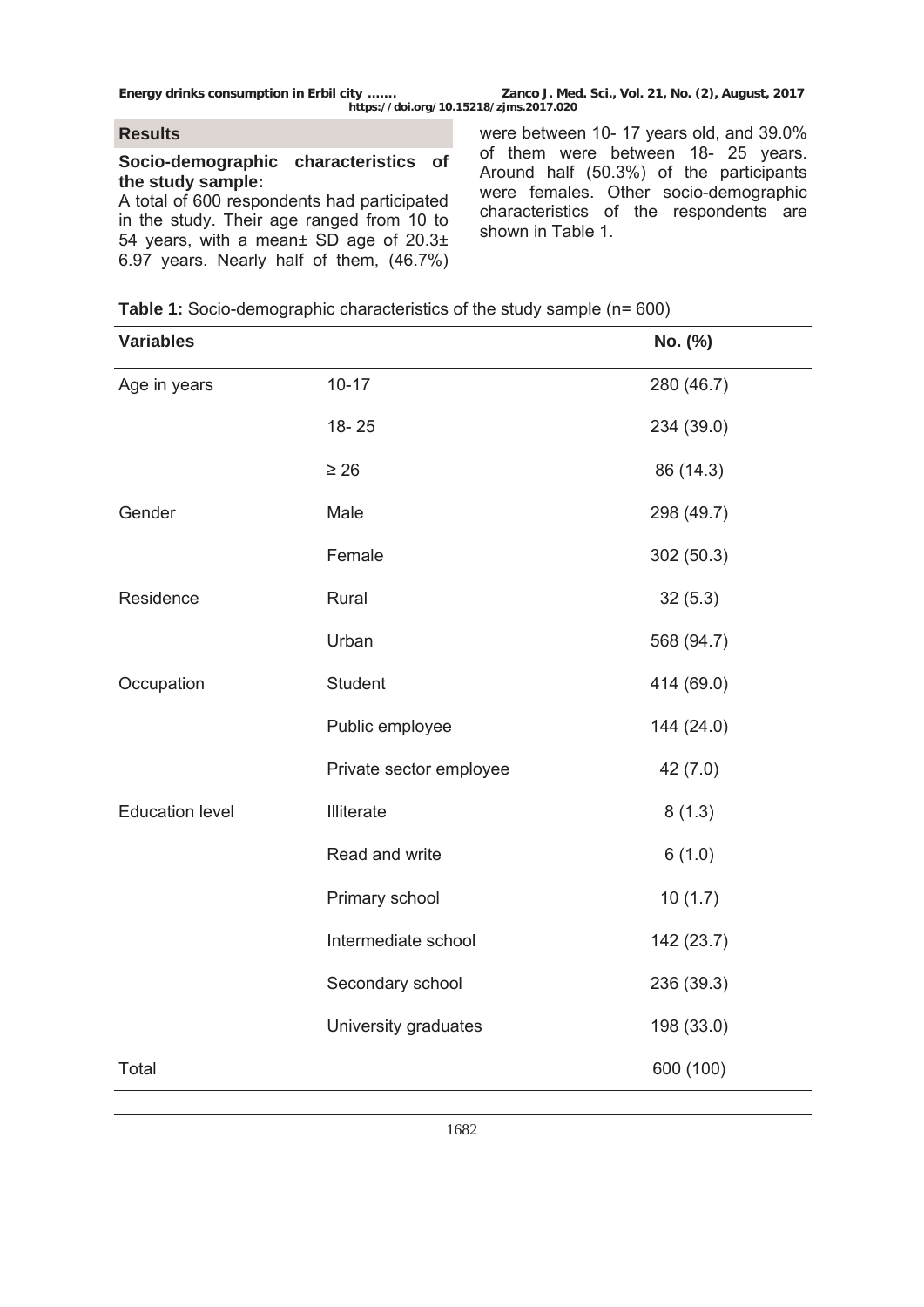## Results

### Socio-demographic characteristics of the study sample:

A total of 600 respondents had participated in the study. Their age ranged from 10 to 54 years, with a mean± SD age of 20.3± 6.97 years. Nearly half of them, (46.7%) were between 10- 17 years old, and 39.0% of them were between 18- 25 years. Around half (50.3%) of the participants were females. Other socio-demographic characteristics of the respondents are shown in Table 1.

**Table 1:** Socio-demographic characteristics of the study sample (n= 600)

| Variables | | No. (%) |
|---|---|---|
| Age in years | 10-17 | 280 (46.7) |
| | 18- 25 | 234 (39.0) |
| | ≥ 26 | 86 (14.3) |
| Gender | Male | 298 (49.7) |
| | Female | 302 (50.3) |
| Residence | Rural | 32 (5.3) |
| | Urban | 568 (94.7) |
| Occupation | Student | 414 (69.0) |
| | Public employee | 144 (24.0) |
| | Private sector employee | 42 (7.0) |
| Education level | Illiterate | 8 (1.3) |
| | Read and write | 6 (1.0) |
| | Primary school | 10 (1.7) |
| | Intermediate school | 142 (23.7) |
| | Secondary school | 236 (39.3) |
| | University graduates | 198 (33.0) |
| Total | | 600 (100) |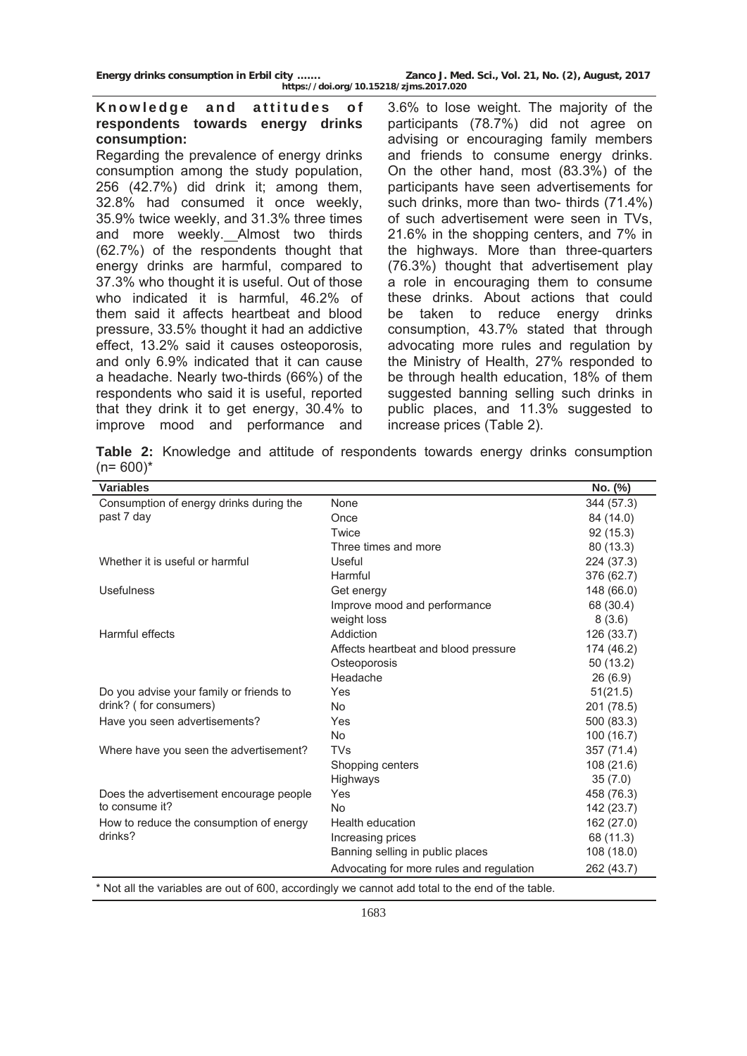## Knowledge and attitudes of respondents towards energy drinks consumption:

Regarding the prevalence of energy drinks consumption among the study population, 256 (42.7%) did drink it; among them, 32.8% had consumed it once weekly, 35.9% twice weekly, and 31.3% three times and more weekly. Almost two thirds (62.7%) of the respondents thought that energy drinks are harmful, compared to 37.3% who thought it is useful. Out of those who indicated it is harmful, 46.2% of them said it affects heartbeat and blood pressure, 33.5% thought it had an addictive effect, 13.2% said it causes osteoporosis, and only 6.9% indicated that it can cause a headache. Nearly two-thirds (66%) of the respondents who said it is useful, reported that they drink it to get energy, 30.4% to improve mood and performance and 3.6% to lose weight. The majority of the participants (78.7%) did not agree on advising or encouraging family members and friends to consume energy drinks. On the other hand, most (83.3%) of the participants have seen advertisements for such drinks, more than two- thirds (71.4%) of such advertisement were seen in TVs, 21.6% in the shopping centers, and 7% in the highways. More than three-quarters (76.3%) thought that advertisement play a role in encouraging them to consume these drinks. About actions that could be taken to reduce energy drinks consumption, 43.7% stated that through advocating more rules and regulation by the Ministry of Health, 27% responded to be through health education, 18% of them suggested banning selling such drinks in public places, and 11.3% suggested to increase prices (Table 2).

**Table 2:** Knowledge and attitude of respondents towards energy drinks consumption (n= 600)*

| Variables | | No. (%) |
|---|---|---|
| Consumption of energy drinks during the past 7 day | None | 344 (57.3) |
| | Once | 84 (14.0) |
| | Twice | 92 (15.3) |
| | Three times and more | 80 (13.3) |
| Whether it is useful or harmful | Useful | 224 (37.3) |
| | Harmful | 376 (62.7) |
| Usefulness | Get energy | 148 (66.0) |
| | Improve mood and performance | 68 (30.4) |
| | weight loss | 8 (3.6) |
| Harmful effects | Addiction | 126 (33.7) |
| | Affects heartbeat and blood pressure | 174 (46.2) |
| | Osteoporosis | 50 (13.2) |
| | Headache | 26 (6.9) |
| Do you advise your family or friends to drink? ( for consumers) | Yes | 51(21.5) |
| | No | 201 (78.5) |
| Have you seen advertisements? | Yes | 500 (83.3) |
| | No | 100 (16.7) |
| Where have you seen the advertisement? | TVs | 357 (71.4) |
| | Shopping centers | 108 (21.6) |
| | Highways | 35 (7.0) |
| Does the advertisement encourage people to consume it? | Yes | 458 (76.3) |
| | No | 142 (23.7) |
| How to reduce the consumption of energy drinks? | Health education | 162 (27.0) |
| | Increasing prices | 68 (11.3) |
| | Banning selling in public places | 108 (18.0) |
| | Advocating for more rules and regulation | 262 (43.7) |

* Not all the variables are out of 600, accordingly we cannot add total to the end of the table.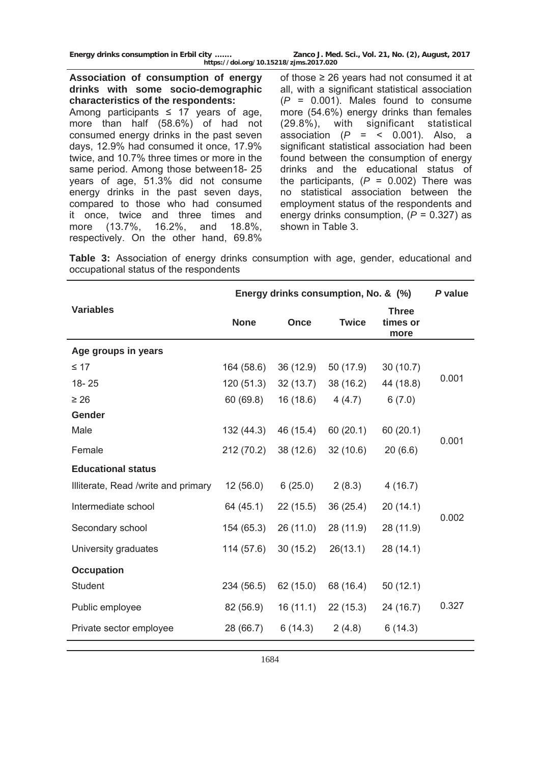**Association of consumption of energy drinks with some socio-demographic characteristics of the respondents:**

Among participants ≤ 17 years of age, more than half (58.6%) of had not consumed energy drinks in the past seven days, 12.9% had consumed it once, 17.9% twice, and 10.7% three times or more in the same period. Among those between18- 25 years of age, 51.3% did not consume energy drinks in the past seven days, compared to those who had consumed it once, twice and three times and more (13.7%, 16.2%, and 18.8%, respectively. On the other hand, 69.8% of those ≥ 26 years had not consumed it at all, with a significant statistical association (*P* = 0.001). Males found to consume more (54.6%) energy drinks than females (29.8%), with significant statistical association (*P* = < 0.001). Also, a significant statistical association had been found between the consumption of energy drinks and the educational status of the participants, (*P* = 0.002) There was no statistical association between the employment status of the respondents and energy drinks consumption, (*P* = 0.327) as shown in Table 3.

**Table 3:** Association of energy drinks consumption with age, gender, educational and occupational status of the respondents

| Variables | Energy drinks consumption, No. & (%) | | | | *P* value |
|---|---|---|---|---|---|
| | **None** | **Once** | **Twice** | **Three times or more** | |
| **Age groups in years** | | | | | |
| ≤ 17 | 164 (58.6) | 36 (12.9) | 50 (17.9) | 30 (10.7) | 0.001 |
| 18- 25 | 120 (51.3) | 32 (13.7) | 38 (16.2) | 44 (18.8) | |
| ≥ 26 | 60 (69.8) | 16 (18.6) | 4 (4.7) | 6 (7.0) | |
| **Gender** | | | | | |
| Male | 132 (44.3) | 46 (15.4) | 60 (20.1) | 60 (20.1) | 0.001 |
| Female | 212 (70.2) | 38 (12.6) | 32 (10.6) | 20 (6.6) | |
| **Educational status** | | | | | |
| Illiterate, Read /write and primary | 12 (56.0) | 6 (25.0) | 2 (8.3) | 4 (16.7) | 0.002 |
| Intermediate school | 64 (45.1) | 22 (15.5) | 36 (25.4) | 20 (14.1) | |
| Secondary school | 154 (65.3) | 26 (11.0) | 28 (11.9) | 28 (11.9) | |
| University graduates | 114 (57.6) | 30 (15.2) | 26(13.1) | 28 (14.1) | |
| **Occupation** | | | | | |
| Student | 234 (56.5) | 62 (15.0) | 68 (16.4) | 50 (12.1) | 0.327 |
| Public employee | 82 (56.9) | 16 (11.1) | 22 (15.3) | 24 (16.7) | |
| Private sector employee | 28 (66.7) | 6 (14.3) | 2 (4.8) | 6 (14.3) | |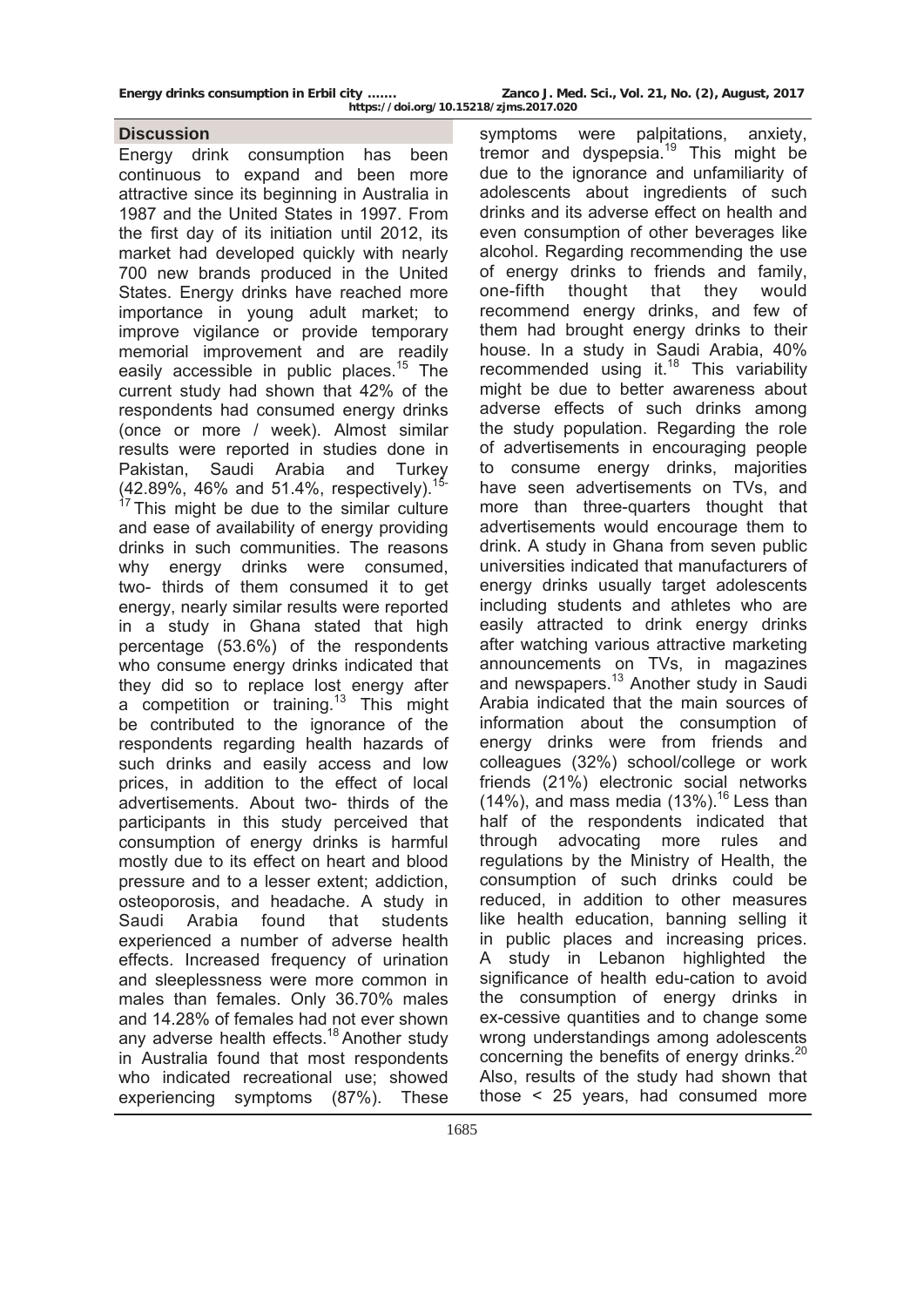## Discussion

Energy drink consumption has been continuous to expand and been more attractive since its beginning in Australia in 1987 and the United States in 1997. From the first day of its initiation until 2012, its market had developed quickly with nearly 700 new brands produced in the United States. Energy drinks have reached more importance in young adult market; to improve vigilance or provide temporary memorial improvement and are readily easily accessible in public places.[15] The current study had shown that 42% of the respondents had consumed energy drinks (once or more / week). Almost similar results were reported in studies done in Pakistan, Saudi Arabia and Turkey (42.89%, 46% and 51.4%, respectively).[15-17] This might be due to the similar culture and ease of availability of energy providing drinks in such communities. The reasons why energy drinks were consumed, two- thirds of them consumed it to get energy, nearly similar results were reported in a study in Ghana stated that high percentage (53.6%) of the respondents who consume energy drinks indicated that they did so to replace lost energy after a competition or training.[13] This might be contributed to the ignorance of the respondents regarding health hazards of such drinks and easily access and low prices, in addition to the effect of local advertisements. About two- thirds of the participants in this study perceived that consumption of energy drinks is harmful mostly due to its effect on heart and blood pressure and to a lesser extent; addiction, osteoporosis, and headache. A study in Saudi Arabia found that students experienced a number of adverse health effects. Increased frequency of urination and sleeplessness were more common in males than females. Only 36.70% males and 14.28% of females had not ever shown any adverse health effects.[18] Another study in Australia found that most respondents who indicated recreational use; showed experiencing symptoms (87%). These symptoms were palpitations, anxiety, tremor and dyspepsia.[19] This might be due to the ignorance and unfamiliarity of adolescents about ingredients of such drinks and its adverse effect on health and even consumption of other beverages like alcohol. Regarding recommending the use of energy drinks to friends and family, one-fifth thought that they would recommend energy drinks, and few of them had brought energy drinks to their house. In a study in Saudi Arabia, 40% recommended using it.[18] This variability might be due to better awareness about adverse effects of such drinks among the study population. Regarding the role of advertisements in encouraging people to consume energy drinks, majorities have seen advertisements on TVs, and more than three-quarters thought that advertisements would encourage them to drink. A study in Ghana from seven public universities indicated that manufacturers of energy drinks usually target adolescents including students and athletes who are easily attracted to drink energy drinks after watching various attractive marketing announcements on TVs, in magazines and newspapers.[13] Another study in Saudi Arabia indicated that the main sources of information about the consumption of energy drinks were from friends and colleagues (32%) school/college or work friends (21%) electronic social networks (14%), and mass media (13%).[16] Less than half of the respondents indicated that through advocating more rules and regulations by the Ministry of Health, the consumption of such drinks could be reduced, in addition to other measures like health education, banning selling it in public places and increasing prices. A study in Lebanon highlighted the significance of health edu-cation to avoid the consumption of energy drinks in ex-cessive quantities and to change some wrong understandings among adolescents concerning the benefits of energy drinks.[20] Also, results of the study had shown that those < 25 years, had consumed more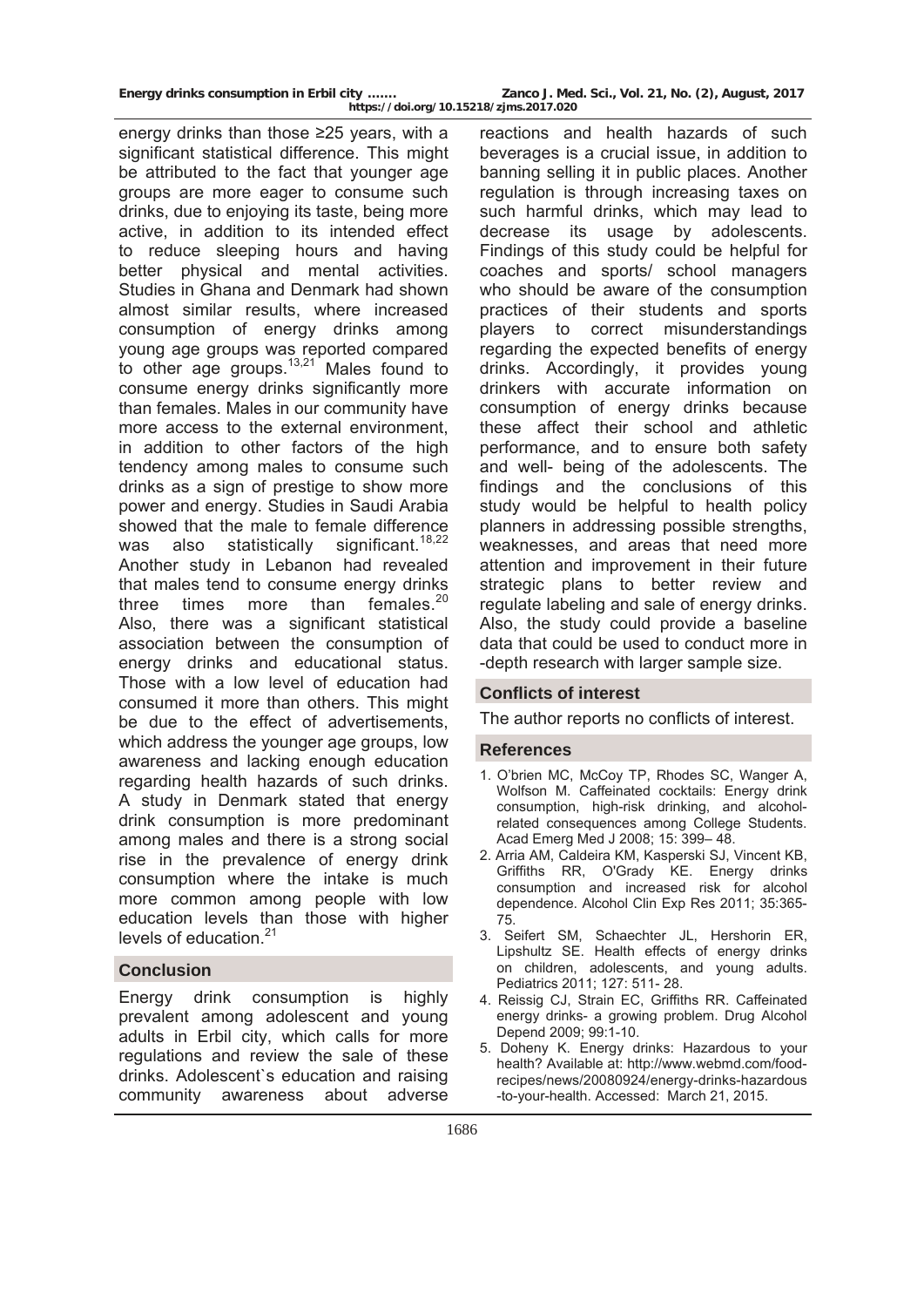energy drinks than those ≥25 years, with a significant statistical difference. This might be attributed to the fact that younger age groups are more eager to consume such drinks, due to enjoying its taste, being more active, in addition to its intended effect to reduce sleeping hours and having better physical and mental activities. Studies in Ghana and Denmark had shown almost similar results, where increased consumption of energy drinks among young age groups was reported compared to other age groups.[13,21] Males found to consume energy drinks significantly more than females. Males in our community have more access to the external environment, in addition to other factors of the high tendency among males to consume such drinks as a sign of prestige to show more power and energy. Studies in Saudi Arabia showed that the male to female difference was also statistically significant.[18,22] Another study in Lebanon had revealed that males tend to consume energy drinks three times more than females.[20] Also, there was a significant statistical association between the consumption of energy drinks and educational status. Those with a low level of education had consumed it more than others. This might be due to the effect of advertisements, which address the younger age groups, low awareness and lacking enough education regarding health hazards of such drinks. A study in Denmark stated that energy drink consumption is more predominant among males and there is a strong social rise in the prevalence of energy drink consumption where the intake is much more common among people with low education levels than those with higher levels of education.[21]

## Conclusion

Energy drink consumption is highly prevalent among adolescent and young adults in Erbil city, which calls for more regulations and review the sale of these drinks. Adolescent`s education and raising community awareness about adverse reactions and health hazards of such beverages is a crucial issue, in addition to banning selling it in public places. Another regulation is through increasing taxes on such harmful drinks, which may lead to decrease its usage by adolescents. Findings of this study could be helpful for coaches and sports/ school managers who should be aware of the consumption practices of their students and sports players to correct misunderstandings regarding the expected benefits of energy drinks. Accordingly, it provides young drinkers with accurate information on consumption of energy drinks because these affect their school and athletic performance, and to ensure both safety and well- being of the adolescents. The findings and the conclusions of this study would be helpful to health policy planners in addressing possible strengths, weaknesses, and areas that need more attention and improvement in their future strategic plans to better review and regulate labeling and sale of energy drinks. Also, the study could provide a baseline data that could be used to conduct more in -depth research with larger sample size.

## Conflicts of interest

The author reports no conflicts of interest.

## References

1. O'brien MC, McCoy TP, Rhodes SC, Wanger A, Wolfson M. Caffeinated cocktails: Energy drink consumption, high-risk drinking, and alcohol-related consequences among College Students. Acad Emerg Med J 2008; 15: 399– 48.
2. Arria AM, Caldeira KM, Kasperski SJ, Vincent KB, Griffiths RR, O'Grady KE. Energy drinks consumption and increased risk for alcohol dependence. Alcohol Clin Exp Res 2011; 35:365-75.
3. Seifert SM, Schaechter JL, Hershorin ER, Lipshultz SE. Health effects of energy drinks on children, adolescents, and young adults. Pediatrics 2011; 127: 511- 28.
4. Reissig CJ, Strain EC, Griffiths RR. Caffeinated energy drinks- a growing problem. Drug Alcohol Depend 2009; 99:1-10.
5. Doheny K. Energy drinks: Hazardous to your health? Available at: http://www.webmd.com/food-recipes/news/20080924/energy-drinks-hazardous-to-your-health. Accessed: March 21, 2015.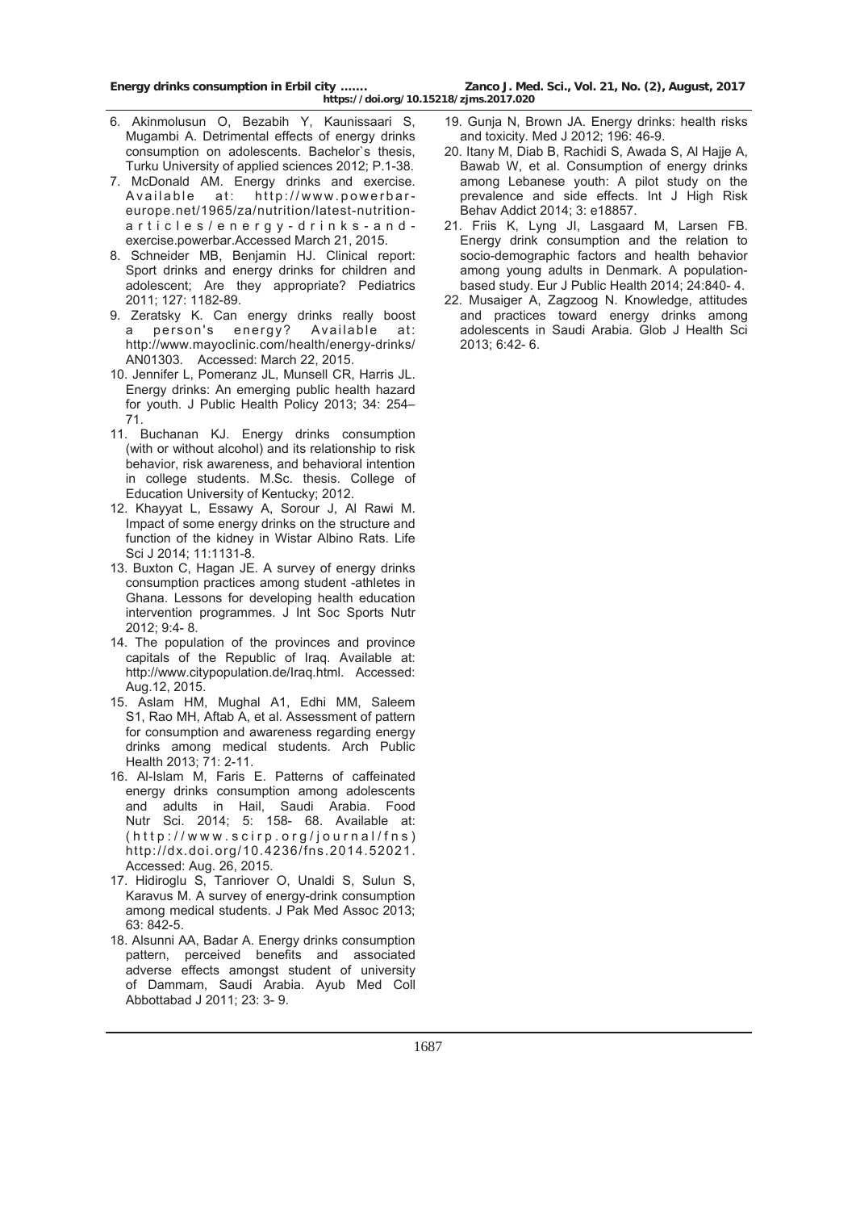6. Akinmolusun O, Bezabih Y, Kaunissaari S, Mugambi A. Detrimental effects of energy drinks consumption on adolescents. Bachelor`s thesis, Turku University of applied sciences 2012; P.1-38.
7. McDonald AM. Energy drinks and exercise. Available at: http://www.powerbar-europe.net/1965/za/nutrition/latest-nutrition-articles/energy-drinks-and-exercise.powerbar.Accessed March 21, 2015.
8. Schneider MB, Benjamin HJ. Clinical report: Sport drinks and energy drinks for children and adolescent; Are they appropriate? Pediatrics 2011; 127: 1182-89.
9. Zeratsky K. Can energy drinks really boost a person's energy? Available at: http://www.mayoclinic.com/health/energy-drinks/AN01303. Accessed: March 22, 2015.
10. Jennifer L, Pomeranz JL, Munsell CR, Harris JL. Energy drinks: An emerging public health hazard for youth. J Public Health Policy 2013; 34: 254–71.
11. Buchanan KJ. Energy drinks consumption (with or without alcohol) and its relationship to risk behavior, risk awareness, and behavioral intention in college students. M.Sc. thesis. College of Education University of Kentucky; 2012.
12. Khayyat L, Essawy A, Sorour J, Al Rawi M. Impact of some energy drinks on the structure and function of the kidney in Wistar Albino Rats. Life Sci J 2014; 11:1131-8.
13. Buxton C, Hagan JE. A survey of energy drinks consumption practices among student -athletes in Ghana. Lessons for developing health education intervention programmes. J Int Soc Sports Nutr 2012; 9:4- 8.
14. The population of the provinces and province capitals of the Republic of Iraq. Available at: http://www.citypopulation.de/Iraq.html. Accessed: Aug.12, 2015.
15. Aslam HM, Mughal A1, Edhi MM, Saleem S1, Rao MH, Aftab A, et al. Assessment of pattern for consumption and awareness regarding energy drinks among medical students. Arch Public Health 2013; 71: 2-11.
16. Al-Islam M, Faris E. Patterns of caffeinated energy drinks consumption among adolescents and adults in Hail, Saudi Arabia. Food Nutr Sci. 2014; 5: 158- 68. Available at: (http://www.scirp.org/journal/fns) http://dx.doi.org/10.4236/fns.2014.52021. Accessed: Aug. 26, 2015.
17. Hidiroglu S, Tanriover O, Unaldi S, Sulun S, Karavus M. A survey of energy-drink consumption among medical students. J Pak Med Assoc 2013; 63: 842-5.
18. Alsunni AA, Badar A. Energy drinks consumption pattern, perceived benefits and associated adverse effects amongst student of university of Dammam, Saudi Arabia. Ayub Med Coll Abbottabad J 2011; 23: 3- 9.
19. Gunja N, Brown JA. Energy drinks: health risks and toxicity. Med J 2012; 196: 46-9.
20. Itany M, Diab B, Rachidi S, Awada S, Al Hajje A, Bawab W, et al. Consumption of energy drinks among Lebanese youth: A pilot study on the prevalence and side effects. Int J High Risk Behav Addict 2014; 3: e18857.
21. Friis K, Lyng JI, Lasgaard M, Larsen FB. Energy drink consumption and the relation to socio-demographic factors and health behavior among young adults in Denmark. A population-based study. Eur J Public Health 2014; 24:840- 4.
22. Musaiger A, Zagzoog N. Knowledge, attitudes and practices toward energy drinks among adolescents in Saudi Arabia. Glob J Health Sci 2013; 6:42- 6.